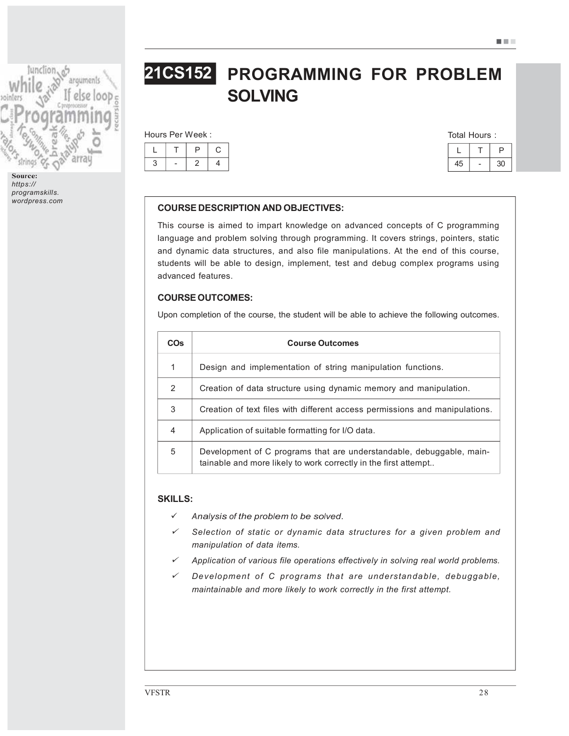Source:
*https://
programskills.
wordpress.com*

# 21CS152 PROGRAMMING FOR PROBLEM SOLVING

Hours Per Week :

| L | T | P | C |
|---|---|---|---|
| 3 | - | 2 | 4 |

Total Hours :

| L | T | P |
|---|---|---|
| 45 | - | 30 |

## COURSE DESCRIPTION AND OBJECTIVES:

This course is aimed to impart knowledge on advanced concepts of C programming language and problem solving through programming. It covers strings, pointers, static and dynamic data structures, and also file manipulations. At the end of this course, students will be able to design, implement, test and debug complex programs using advanced features.

## COURSE OUTCOMES:

Upon completion of the course, the student will be able to achieve the following outcomes.

| COs | Course Outcomes |
|---|---|
| 1 | Design and implementation of string manipulation functions. |
| 2 | Creation of data structure using dynamic memory and manipulation. |
| 3 | Creation of text files with different access permissions and manipulations. |
| 4 | Application of suitable formatting for I/O data. |
| 5 | Development of C programs that are understandable, debuggable, maintainable and more likely to work correctly in the first attempt.. |

## SKILLS:

- ✓ *Analysis of the problem to be solved.*
- ✓ *Selection of static or dynamic data structures for a given problem and manipulation of data items.*
- ✓ *Application of various file operations effectively in solving real world problems.*
- ✓ *Development of C programs that are understandable, debuggable, maintainable and more likely to work correctly in the first attempt.*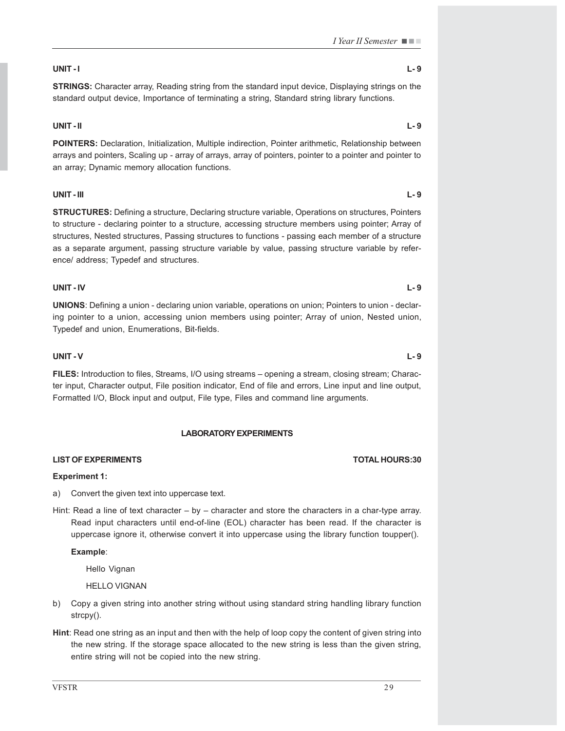**UNIT - I** **L- 9**

**STRINGS:** Character array, Reading string from the standard input device, Displaying strings on the standard output device, Importance of terminating a string, Standard string library functions.

**UNIT - II** **L- 9**

**POINTERS:** Declaration, Initialization, Multiple indirection, Pointer arithmetic, Relationship between arrays and pointers, Scaling up - array of arrays, array of pointers, pointer to a pointer and pointer to an array; Dynamic memory allocation functions.

**UNIT - III** **L- 9**

**STRUCTURES:** Defining a structure, Declaring structure variable, Operations on structures, Pointers to structure - declaring pointer to a structure, accessing structure members using pointer; Array of structures, Nested structures, Passing structures to functions - passing each member of a structure as a separate argument, passing structure variable by value, passing structure variable by reference/ address; Typedef and structures.

**UNIT - IV** **L- 9**

**UNIONS**: Defining a union - declaring union variable, operations on union; Pointers to union - declaring pointer to a union, accessing union members using pointer; Array of union, Nested union, Typedef and union, Enumerations, Bit-fields.

**UNIT - V** **L- 9**

**FILES:** Introduction to files, Streams, I/O using streams – opening a stream, closing stream; Character input, Character output, File position indicator, End of file and errors, Line input and line output, Formatted I/O, Block input and output, File type, Files and command line arguments.

**LABORATORY EXPERIMENTS**

**LIST OF EXPERIMENTS** **TOTAL HOURS:30**

**Experiment 1:**

a) Convert the given text into uppercase text.

Hint: Read a line of text character – by – character and store the characters in a char-type array. Read input characters until end-of-line (EOL) character has been read. If the character is uppercase ignore it, otherwise convert it into uppercase using the library function toupper().

**Example**:

Hello Vignan

HELLO VIGNAN

b) Copy a given string into another string without using standard string handling library function strcpy().

**Hint**: Read one string as an input and then with the help of loop copy the content of given string into the new string. If the storage space allocated to the new string is less than the given string, entire string will not be copied into the new string.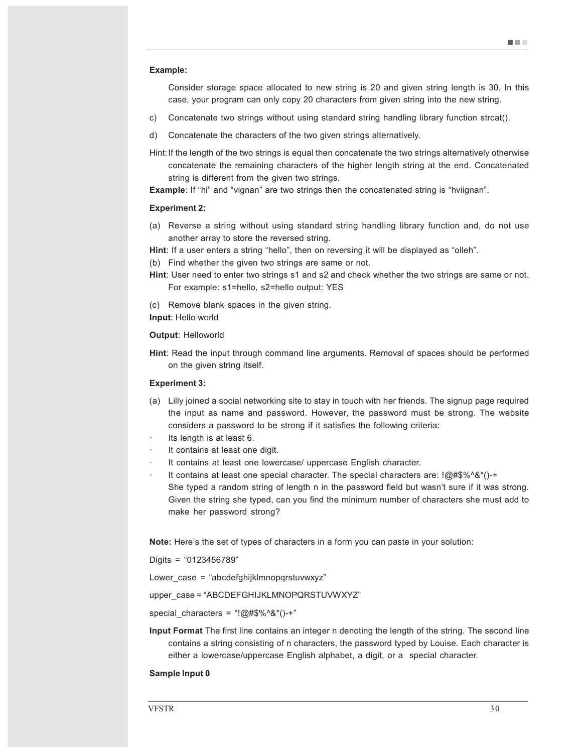**Example:**

Consider storage space allocated to new string is 20 and given string length is 30. In this case, your program can only copy 20 characters from given string into the new string.

c) Concatenate two strings without using standard string handling library function strcat().

d) Concatenate the characters of the two given strings alternatively.

Hint: If the length of the two strings is equal then concatenate the two strings alternatively otherwise concatenate the remaining characters of the higher length string at the end. Concatenated string is different from the given two strings.

**Example**: If "hi" and "vignan" are two strings then the concatenated string is "hviignan".

**Experiment 2:**

(a) Reverse a string without using standard string handling library function and, do not use another array to store the reversed string.

**Hint**: If a user enters a string "hello", then on reversing it will be displayed as "olleh".

(b) Find whether the given two strings are same or not.

**Hint**: User need to enter two strings s1 and s2 and check whether the two strings are same or not. For example: s1=hello, s2=hello output: YES

(c) Remove blank spaces in the given string.

**Input**: Hello world

**Output**: Helloworld

**Hint**: Read the input through command line arguments. Removal of spaces should be performed on the given string itself.

**Experiment 3:**

(a) Lilly joined a social networking site to stay in touch with her friends. The signup page required the input as name and password. However, the password must be strong. The website considers a password to be strong if it satisfies the following criteria:

- Its length is at least 6.
- It contains at least one digit.
- It contains at least one lowercase/ uppercase English character.
- It contains at least one special character. The special characters are: !@#$%^&*()-+

She typed a random string of length n in the password field but wasn't sure if it was strong. Given the string she typed, can you find the minimum number of characters she must add to make her password strong?

**Note:** Here's the set of types of characters in a form you can paste in your solution:

Digits = "0123456789"

Lower_case = "abcdefghijklmnopqrstuvwxyz"

upper_case = "ABCDEFGHIJKLMNOPQRSTUVWXYZ"

special_characters = "!@#$%^&*()-+"

**Input Format** The first line contains an integer n denoting the length of the string. The second line contains a string consisting of n characters, the password typed by Louise. Each character is either a lowercase/uppercase English alphabet, a digit, or a special character.

**Sample Input 0**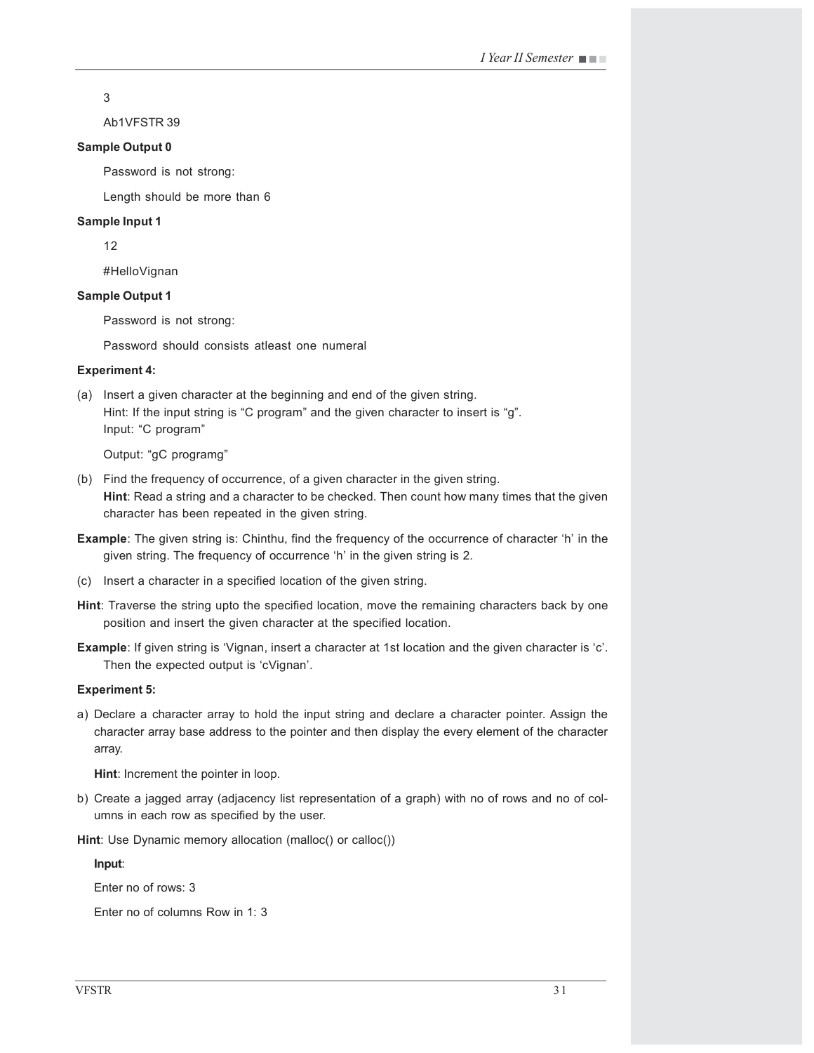3

Ab1VFSTR 39

**Sample Output 0**

Password is not strong:

Length should be more than 6

**Sample Input 1**

12

#HelloVignan

**Sample Output 1**

Password is not strong:

Password should consists atleast one numeral

**Experiment 4:**

(a) Insert a given character at the beginning and end of the given string.
Hint: If the input string is “C program” and the given character to insert is “g”.
Input: “C program”

Output: “gC programg”

(b) Find the frequency of occurrence, of a given character in the given string.
**Hint**: Read a string and a character to be checked. Then count how many times that the given character has been repeated in the given string.

**Example**: The given string is: Chinthu, find the frequency of the occurrence of character ‘h’ in the given string. The frequency of occurrence ‘h’ in the given string is 2.

(c) Insert a character in a specified location of the given string.

**Hint**: Traverse the string upto the specified location, move the remaining characters back by one position and insert the given character at the specified location.

**Example**: If given string is ‘Vignan, insert a character at 1st location and the given character is ‘c’. Then the expected output is ‘cVignan’.

**Experiment 5:**

a) Declare a character array to hold the input string and declare a character pointer. Assign the character array base address to the pointer and then display the every element of the character array.

**Hint**: Increment the pointer in loop.

b) Create a jagged array (adjacency list representation of a graph) with no of rows and no of columns in each row as specified by the user.

**Hint**: Use Dynamic memory allocation (malloc() or calloc())

**Input**:

Enter no of rows: 3

Enter no of columns Row in 1: 3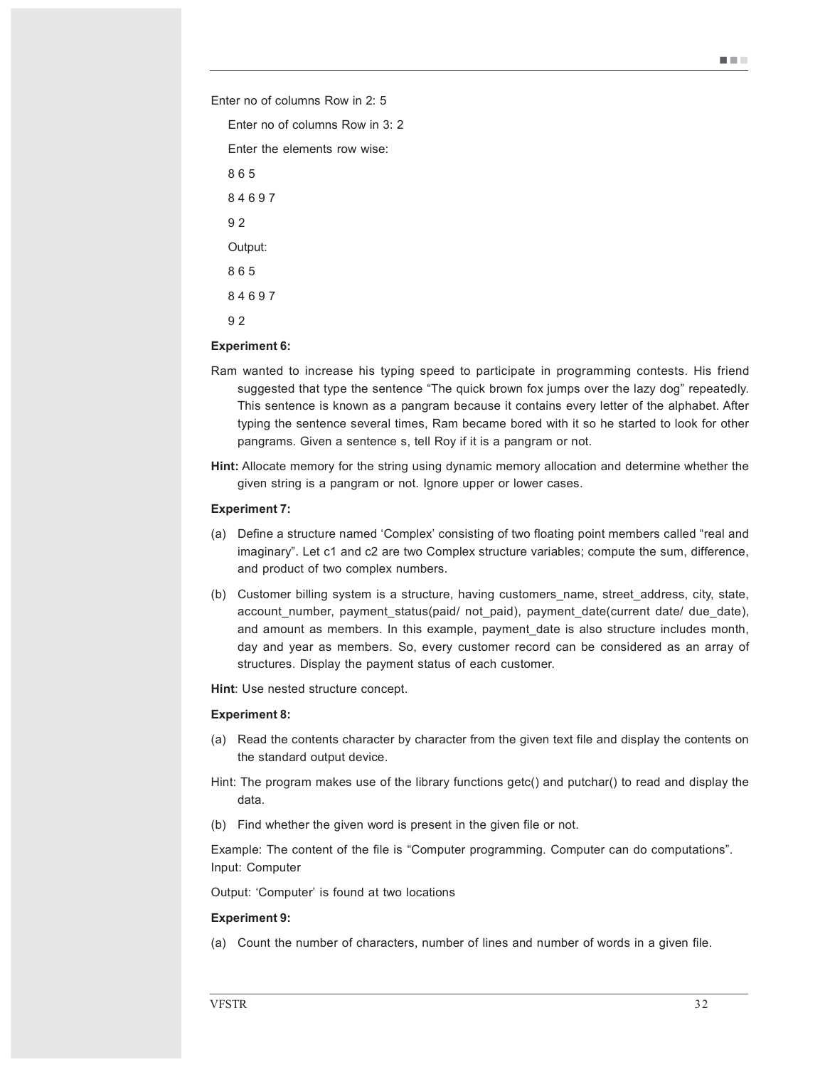Enter no of columns Row in 2: 5

Enter no of columns Row in 3: 2

Enter the elements row wise:

8 6 5

8 4 6 9 7

9 2

Output:

8 6 5

8 4 6 9 7

9 2

**Experiment 6:**

Ram wanted to increase his typing speed to participate in programming contests. His friend suggested that type the sentence "The quick brown fox jumps over the lazy dog" repeatedly. This sentence is known as a pangram because it contains every letter of the alphabet. After typing the sentence several times, Ram became bored with it so he started to look for other pangrams. Given a sentence s, tell Roy if it is a pangram or not.

**Hint:** Allocate memory for the string using dynamic memory allocation and determine whether the given string is a pangram or not. Ignore upper or lower cases.

**Experiment 7:**

(a) Define a structure named 'Complex' consisting of two floating point members called "real and imaginary". Let c1 and c2 are two Complex structure variables; compute the sum, difference, and product of two complex numbers.

(b) Customer billing system is a structure, having customers_name, street_address, city, state, account_number, payment_status(paid/ not_paid), payment_date(current date/ due_date), and amount as members. In this example, payment_date is also structure includes month, day and year as members. So, every customer record can be considered as an array of structures. Display the payment status of each customer.

**Hint**: Use nested structure concept.

**Experiment 8:**

(a) Read the contents character by character from the given text file and display the contents on the standard output device.

Hint: The program makes use of the library functions getc() and putchar() to read and display the data.

(b) Find whether the given word is present in the given file or not.

Example: The content of the file is "Computer programming. Computer can do computations".
Input: Computer

Output: 'Computer' is found at two locations

**Experiment 9:**

(a) Count the number of characters, number of lines and number of words in a given file.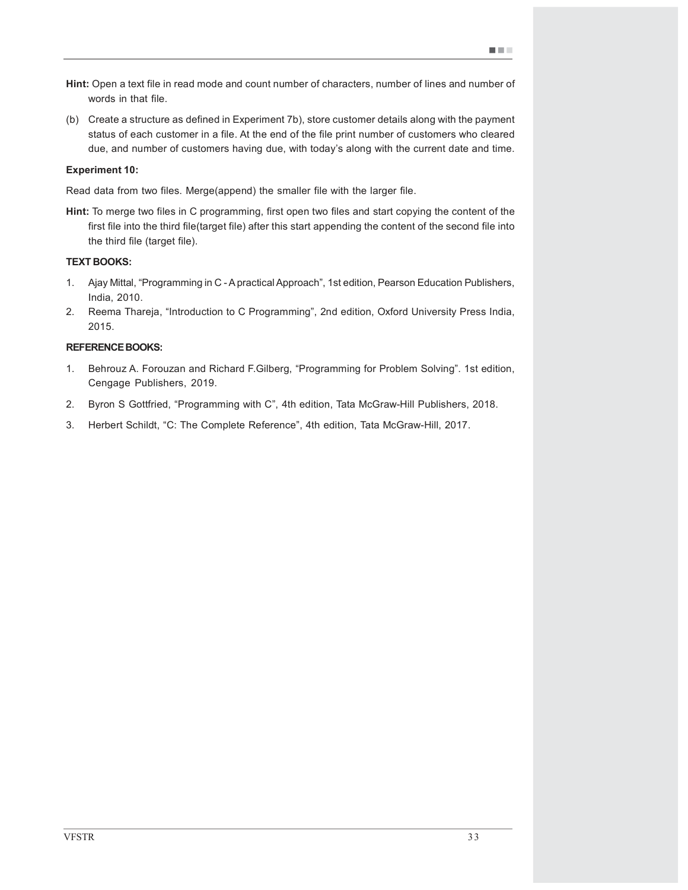**Hint:** Open a text file in read mode and count number of characters, number of lines and number of words in that file.

(b) Create a structure as defined in Experiment 7b), store customer details along with the payment status of each customer in a file. At the end of the file print number of customers who cleared due, and number of customers having due, with today's along with the current date and time.

**Experiment 10:**

Read data from two files. Merge(append) the smaller file with the larger file.

**Hint:** To merge two files in C programming, first open two files and start copying the content of the first file into the third file(target file) after this start appending the content of the second file into the third file (target file).

**TEXT BOOKS:**

1. Ajay Mittal, "Programming in C - A practical Approach", 1st edition, Pearson Education Publishers, India, 2010.
2. Reema Thareja, "Introduction to C Programming", 2nd edition, Oxford University Press India, 2015.

**REFERENCE BOOKS:**

1. Behrouz A. Forouzan and Richard F.Gilberg, "Programming for Problem Solving". 1st edition, Cengage Publishers, 2019.
2. Byron S Gottfried, "Programming with C", 4th edition, Tata McGraw-Hill Publishers, 2018.
3. Herbert Schildt, "C: The Complete Reference", 4th edition, Tata McGraw-Hill, 2017.